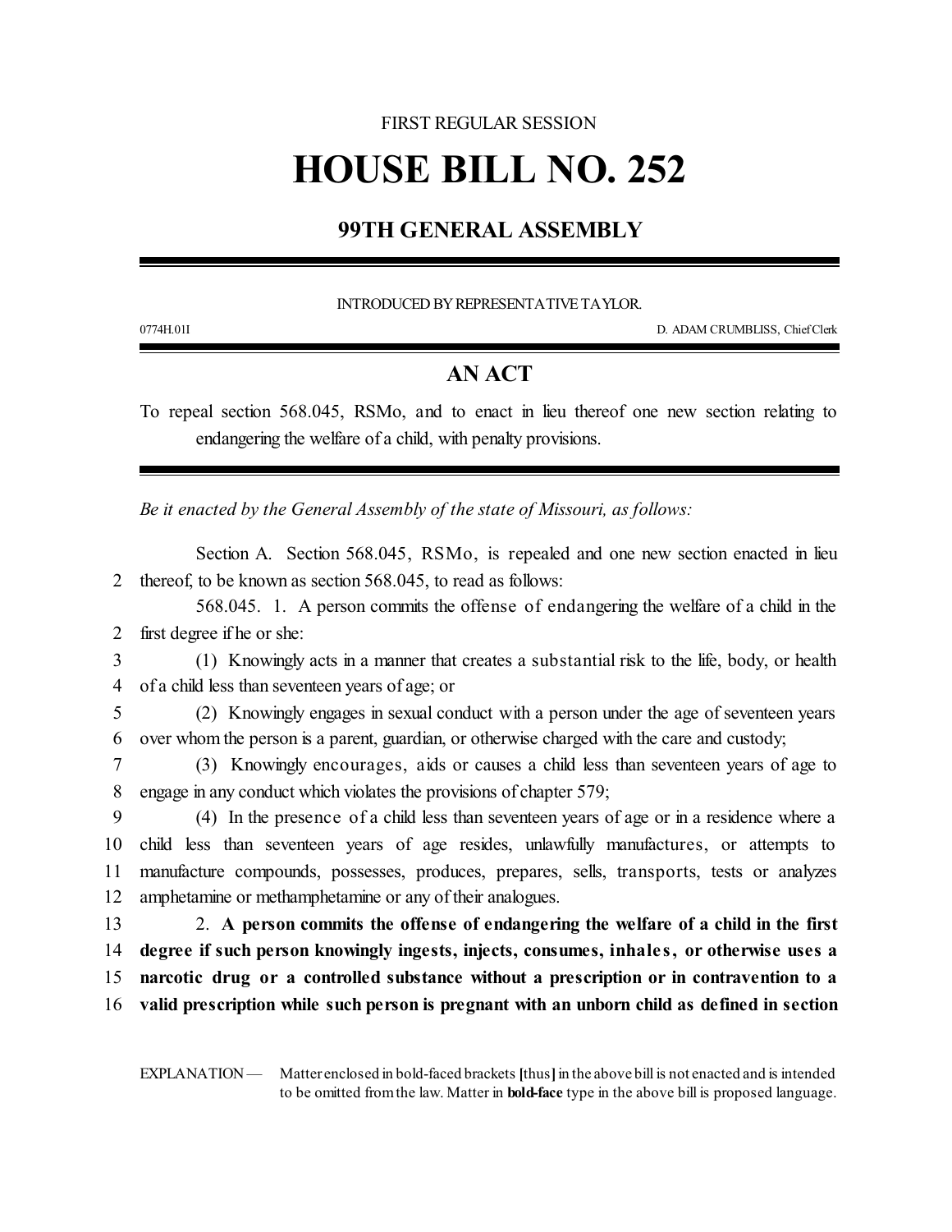FIRST REGULAR SESSION

# HOUSE BILL NO. 252

## 99TH GENERAL ASSEMBLY

INTRODUCED BY REPRESENTATIVE TAYLOR.

0774H.01I D. ADAM CRUMBLISS, Chief Clerk

## AN ACT

To repeal section 568.045, RSMo, and to enact in lieu thereof one new section relating to endangering the welfare of a child, with penalty provisions.

*Be it enacted by the General Assembly of the state of Missouri, as follows:*

Section A. Section 568.045, RSMo, is repealed and one new section enacted in lieu thereof, to be known as section 568.045, to read as follows:

568.045. 1. A person commits the offense of endangering the welfare of a child in the first degree if he or she:

(1) Knowingly acts in a manner that creates a substantial risk to the life, body, or health of a child less than seventeen years of age; or

(2) Knowingly engages in sexual conduct with a person under the age of seventeen years over whom the person is a parent, guardian, or otherwise charged with the care and custody;

(3) Knowingly encourages, aids or causes a child less than seventeen years of age to engage in any conduct which violates the provisions of chapter 579;

(4) In the presence of a child less than seventeen years of age or in a residence where a child less than seventeen years of age resides, unlawfully manufactures, or attempts to manufacture compounds, possesses, produces, prepares, sells, transports, tests or analyzes amphetamine or methamphetamine or any of their analogues.

2. **A person commits the offense of endangering the welfare of a child in the first degree if such person knowingly ingests, injects, consumes, inhales, or otherwise uses a narcotic drug or a controlled substance without a prescription or in contravention to a valid prescription while such person is pregnant with an unborn child as defined in section**

EXPLANATION — Matter enclosed in bold-faced brackets **[**thus**]** in the above bill is not enacted and is intended to be omitted from the law. Matter in **bold-face** type in the above bill is proposed language.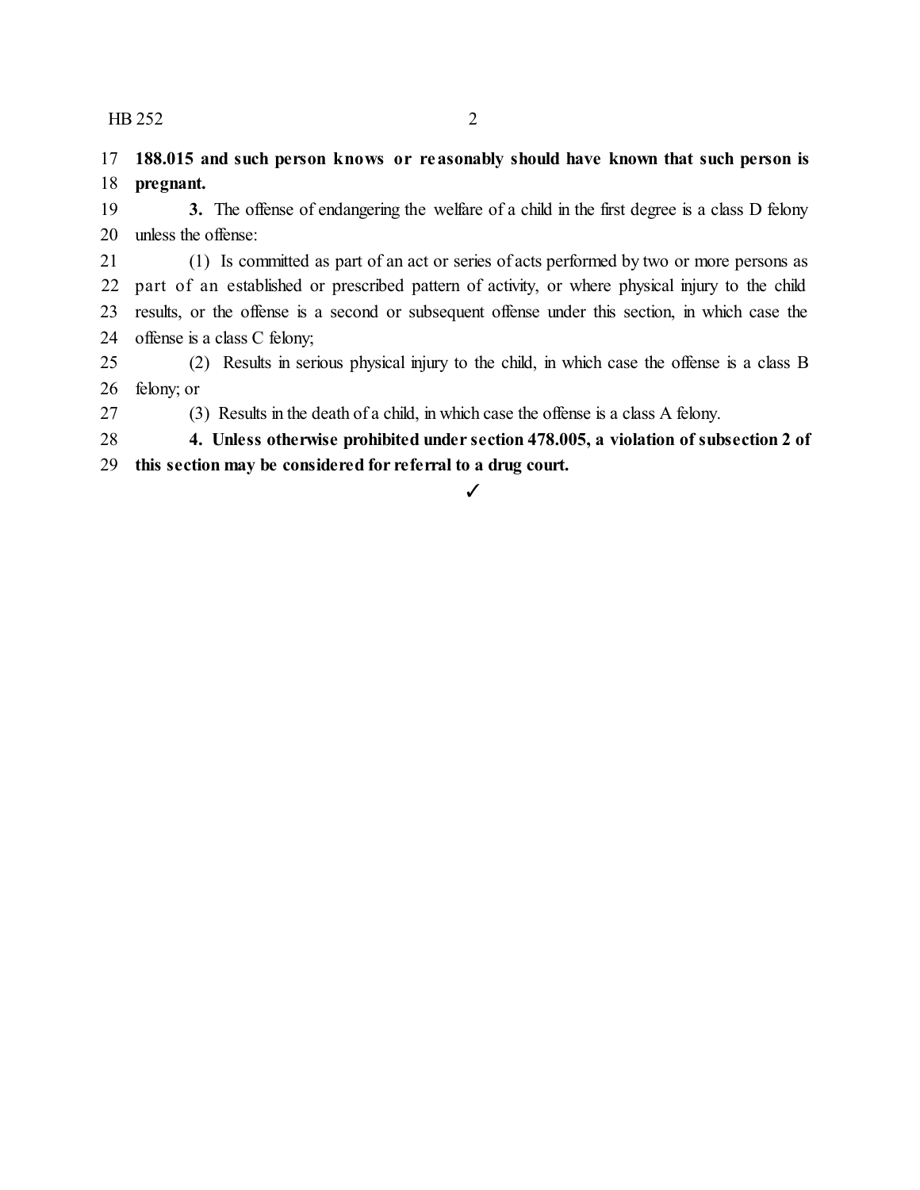**188.015 and such person knows or reasonably should have known that such person is pregnant.**

**3.** The offense of endangering the welfare of a child in the first degree is a class D felony unless the offense:

(1) Is committed as part of an act or series of acts performed by two or more persons as part of an established or prescribed pattern of activity, or where physical injury to the child results, or the offense is a second or subsequent offense under this section, in which case the offense is a class C felony;

(2) Results in serious physical injury to the child, in which case the offense is a class B felony; or

(3) Results in the death of a child, in which case the offense is a class A felony.

**4. Unless otherwise prohibited under section 478.005, a violation of subsection 2 of this section may be considered for referral to a drug court.**

✓